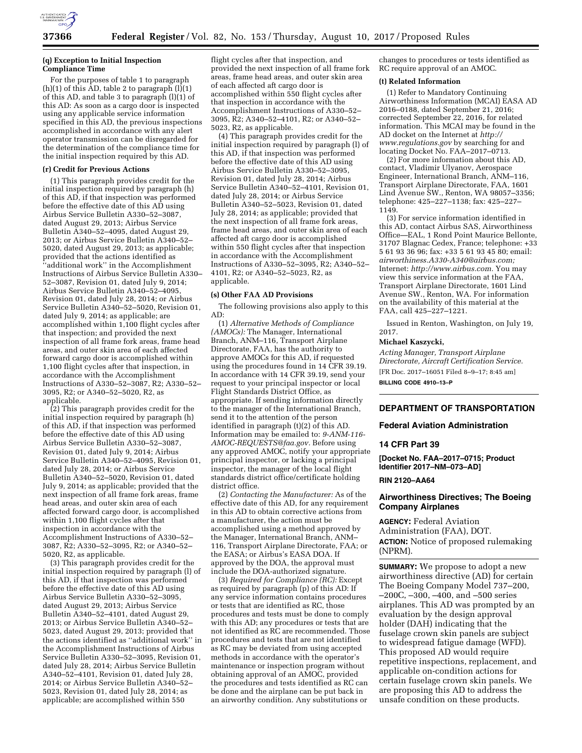**(q) Exception to Initial Inspection Compliance Time**

For the purposes of table 1 to paragraph (h)(1) of this AD, table 2 to paragraph (l)(1) of this AD, and table 3 to paragraph (l)(1) of this AD: As soon as a cargo door is inspected using any applicable service information specified in this AD, the previous inspections accomplished in accordance with any alert operator transmission can be disregarded for the determination of the compliance time for the initial inspection required by this AD.

**(r) Credit for Previous Actions**

(1) This paragraph provides credit for the initial inspection required by paragraph (h) of this AD, if that inspection was performed before the effective date of this AD using Airbus Service Bulletin A330–52–3087, dated August 29, 2013; Airbus Service Bulletin A340–52–4095, dated August 29, 2013; or Airbus Service Bulletin A340–52–5020, dated August 29, 2013; as applicable; provided that the actions identified as ''additional work'' in the Accomplishment Instructions of Airbus Service Bulletin A330–52–3087, Revision 01, dated July 9, 2014; Airbus Service Bulletin A340–52–4095, Revision 01, dated July 28, 2014; or Airbus Service Bulletin A340–52–5020, Revision 01, dated July 9, 2014; as applicable; are accomplished within 1,100 flight cycles after that inspection; and provided the next inspection of all frame fork areas, frame head areas, and outer skin area of each affected forward cargo door is accomplished within 1,100 flight cycles after that inspection, in accordance with the Accomplishment Instructions of A330–52–3087, R2; A330–52–3095, R2; or A340–52–5020, R2, as applicable.

(2) This paragraph provides credit for the initial inspection required by paragraph (h) of this AD, if that inspection was performed before the effective date of this AD using Airbus Service Bulletin A330–52–3087, Revision 01, dated July 9, 2014; Airbus Service Bulletin A340–52–4095, Revision 01, dated July 28, 2014; or Airbus Service Bulletin A340–52–5020, Revision 01, dated July 9, 2014; as applicable; provided that the next inspection of all frame fork areas, frame head areas, and outer skin area of each affected forward cargo door, is accomplished within 1,100 flight cycles after that inspection in accordance with the Accomplishment Instructions of A330–52–3087, R2; A330–52–3095, R2; or A340–52–5020, R2, as applicable.

(3) This paragraph provides credit for the initial inspection required by paragraph (l) of this AD, if that inspection was performed before the effective date of this AD using Airbus Service Bulletin A330–52–3095, dated August 29, 2013; Airbus Service Bulletin A340–52–4101, dated August 29, 2013; or Airbus Service Bulletin A340–52–5023, dated August 29, 2013; provided that the actions identified as ''additional work'' in the Accomplishment Instructions of Airbus Service Bulletin A330–52–3095, Revision 01, dated July 28, 2014; Airbus Service Bulletin A340–52–4101, Revision 01, dated July 28, 2014; or Airbus Service Bulletin A340–52–5023, Revision 01, dated July 28, 2014; as applicable; are accomplished within 550 flight cycles after that inspection, and provided the next inspection of all frame fork areas, frame head areas, and outer skin area of each affected aft cargo door is accomplished within 550 flight cycles after that inspection in accordance with the Accomplishment Instructions of A330–52–3095, R2; A340–52–4101, R2; or A340–52–5023, R2, as applicable.

(4) This paragraph provides credit for the initial inspection required by paragraph (l) of this AD, if that inspection was performed before the effective date of this AD using Airbus Service Bulletin A330–52–3095, Revision 01, dated July 28, 2014; Airbus Service Bulletin A340–52–4101, Revision 01, dated July 28, 2014; or Airbus Service Bulletin A340–52–5023, Revision 01, dated July 28, 2014; as applicable; provided that the next inspection of all frame fork areas, frame head areas, and outer skin area of each affected aft cargo door is accomplished within 550 flight cycles after that inspection in accordance with the Accomplishment Instructions of A330–52–3095, R2; A340–52–4101, R2; or A340–52–5023, R2, as applicable.

**(s) Other FAA AD Provisions**

The following provisions also apply to this AD:

(1) *Alternative Methods of Compliance (AMOCs):* The Manager, International Branch, ANM–116, Transport Airplane Directorate, FAA, has the authority to approve AMOCs for this AD, if requested using the procedures found in 14 CFR 39.19. In accordance with 14 CFR 39.19, send your request to your principal inspector or local Flight Standards District Office, as appropriate. If sending information directly to the manager of the International Branch, send it to the attention of the person identified in paragraph (t)(2) of this AD. Information may be emailed to: *9-ANM-116-AMOC-REQUESTS@faa.gov.* Before using any approved AMOC, notify your appropriate principal inspector, or lacking a principal inspector, the manager of the local flight standards district office/certificate holding district office.

(2) *Contacting the Manufacturer:* As of the effective date of this AD, for any requirement in this AD to obtain corrective actions from a manufacturer, the action must be accomplished using a method approved by the Manager, International Branch, ANM–116, Transport Airplane Directorate, FAA; or the EASA; or Airbus's EASA DOA. If approved by the DOA, the approval must include the DOA-authorized signature.

(3) *Required for Compliance (RC):* Except as required by paragraph (p) of this AD: If any service information contains procedures or tests that are identified as RC, those procedures and tests must be done to comply with this AD; any procedures or tests that are not identified as RC are recommended. Those procedures and tests that are not identified as RC may be deviated from using accepted methods in accordance with the operator's maintenance or inspection program without obtaining approval of an AMOC, provided the procedures and tests identified as RC can be done and the airplane can be put back in an airworthy condition. Any substitutions or changes to procedures or tests identified as RC require approval of an AMOC.

**(t) Related Information**

(1) Refer to Mandatory Continuing Airworthiness Information (MCAI) EASA AD 2016–0188, dated September 21, 2016; corrected September 22, 2016, for related information. This MCAI may be found in the AD docket on the Internet at *http://www.regulations.gov* by searching for and locating Docket No. FAA–2017–0713.

(2) For more information about this AD, contact, Vladimir Ulyanov, Aerospace Engineer, International Branch, ANM–116, Transport Airplane Directorate, FAA, 1601 Lind Avenue SW., Renton, WA 98057–3356; telephone: 425–227–1138; fax: 425–227–1149.

(3) For service information identified in this AD, contact Airbus SAS, Airworthiness Office—EAL, 1 Rond Point Maurice Bellonte, 31707 Blagnac Cedex, France; telephone: +33 5 61 93 36 96; fax: +33 5 61 93 45 80; email: *airworthiness.A330-A340@airbus.com;* Internet: *http://www.airbus.com.* You may view this service information at the FAA, Transport Airplane Directorate, 1601 Lind Avenue SW., Renton, WA. For information on the availability of this material at the FAA, call 425–227–1221.

Issued in Renton, Washington, on July 19, 2017.

**Michael Kaszycki,**

*Acting Manager, Transport Airplane Directorate, Aircraft Certification Service.*

[FR Doc. 2017–16051 Filed 8–9–17; 8:45 am]

**BILLING CODE 4910–13–P**

---

## DEPARTMENT OF TRANSPORTATION

### Federal Aviation Administration

### 14 CFR Part 39

**[Docket No. FAA–2017–0715; Product Identifier 2017–NM–073–AD]**

**RIN 2120–AA64**

### Airworthiness Directives; The Boeing Company Airplanes

**AGENCY:** Federal Aviation Administration (FAA), DOT.

**ACTION:** Notice of proposed rulemaking (NPRM).

**SUMMARY:** We propose to adopt a new airworthiness directive (AD) for certain The Boeing Company Model 737–200, –200C, –300, –400, and –500 series airplanes. This AD was prompted by an evaluation by the design approval holder (DAH) indicating that the fuselage crown skin panels are subject to widespread fatigue damage (WFD). This proposed AD would require repetitive inspections, replacement, and applicable on-condition actions for certain fuselage crown skin panels. We are proposing this AD to address the unsafe condition on these products.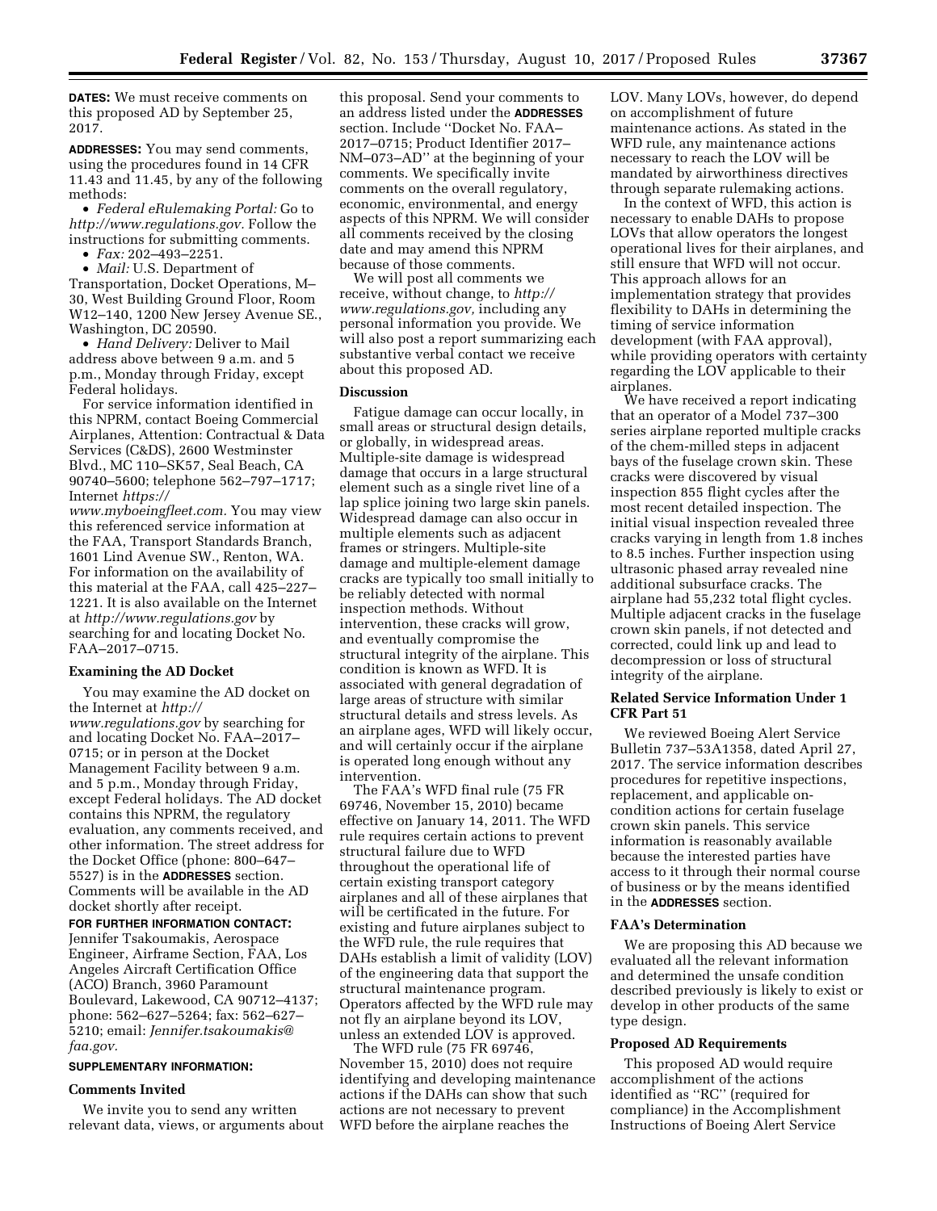**DATES:** We must receive comments on this proposed AD by September 25, 2017.

**ADDRESSES:** You may send comments, using the procedures found in 14 CFR 11.43 and 11.45, by any of the following methods:

- *Federal eRulemaking Portal:* Go to *http://www.regulations.gov.* Follow the instructions for submitting comments.
- *Fax:* 202–493–2251.
- *Mail:* U.S. Department of Transportation, Docket Operations, M–30, West Building Ground Floor, Room W12–140, 1200 New Jersey Avenue SE., Washington, DC 20590.
- *Hand Delivery:* Deliver to Mail address above between 9 a.m. and 5 p.m., Monday through Friday, except Federal holidays.

For service information identified in this NPRM, contact Boeing Commercial Airplanes, Attention: Contractual & Data Services (C&DS), 2600 Westminster Blvd., MC 110–SK57, Seal Beach, CA 90740–5600; telephone 562–797–1717; Internet *https://www.myboeingfleet.com.* You may view this referenced service information at the FAA, Transport Standards Branch, 1601 Lind Avenue SW., Renton, WA. For information on the availability of this material at the FAA, call 425–227–1221. It is also available on the Internet at *http://www.regulations.gov* by searching for and locating Docket No. FAA–2017–0715.

## Examining the AD Docket

You may examine the AD docket on the Internet at *http://www.regulations.gov* by searching for and locating Docket No. FAA–2017–0715; or in person at the Docket Management Facility between 9 a.m. and 5 p.m., Monday through Friday, except Federal holidays. The AD docket contains this NPRM, the regulatory evaluation, any comments received, and other information. The street address for the Docket Office (phone: 800–647–5527) is in the **ADDRESSES** section. Comments will be available in the AD docket shortly after receipt.

**FOR FURTHER INFORMATION CONTACT:** Jennifer Tsakoumakis, Aerospace Engineer, Airframe Section, FAA, Los Angeles Aircraft Certification Office (ACO) Branch, 3960 Paramount Boulevard, Lakewood, CA 90712–4137; phone: 562–627–5264; fax: 562–627–5210; email: *Jennifer.tsakoumakis@faa.gov.*

**SUPPLEMENTARY INFORMATION:**

## Comments Invited

We invite you to send any written relevant data, views, or arguments about this proposal. Send your comments to an address listed under the **ADDRESSES** section. Include "Docket No. FAA–2017–0715; Product Identifier 2017–NM–073–AD" at the beginning of your comments. We specifically invite comments on the overall regulatory, economic, environmental, and energy aspects of this NPRM. We will consider all comments received by the closing date and may amend this NPRM because of those comments.

We will post all comments we receive, without change, to *http://www.regulations.gov,* including any personal information you provide. We will also post a report summarizing each substantive verbal contact we receive about this proposed AD.

## Discussion

Fatigue damage can occur locally, in small areas or structural design details, or globally, in widespread areas. Multiple-site damage is widespread damage that occurs in a large structural element such as a single rivet line of a lap splice joining two large skin panels. Widespread damage can also occur in multiple elements such as adjacent frames or stringers. Multiple-site damage and multiple-element damage cracks are typically too small initially to be reliably detected with normal inspection methods. Without intervention, these cracks will grow, and eventually compromise the structural integrity of the airplane. This condition is known as WFD. It is associated with general degradation of large areas of structure with similar structural details and stress levels. As an airplane ages, WFD will likely occur, and will certainly occur if the airplane is operated long enough without any intervention.

The FAA's WFD final rule (75 FR 69746, November 15, 2010) became effective on January 14, 2011. The WFD rule requires certain actions to prevent structural failure due to WFD throughout the operational life of certain existing transport category airplanes and all of these airplanes that will be certificated in the future. For existing and future airplanes subject to the WFD rule, the rule requires that DAHs establish a limit of validity (LOV) of the engineering data that support the structural maintenance program. Operators affected by the WFD rule may not fly an airplane beyond its LOV, unless an extended LOV is approved.

The WFD rule (75 FR 69746, November 15, 2010) does not require identifying and developing maintenance actions if the DAHs can show that such actions are not necessary to prevent WFD before the airplane reaches the LOV. Many LOVs, however, do depend on accomplishment of future maintenance actions. As stated in the WFD rule, any maintenance actions necessary to reach the LOV will be mandated by airworthiness directives through separate rulemaking actions.

In the context of WFD, this action is necessary to enable DAHs to propose LOVs that allow operators the longest operational lives for their airplanes, and still ensure that WFD will not occur. This approach allows for an implementation strategy that provides flexibility to DAHs in determining the timing of service information development (with FAA approval), while providing operators with certainty regarding the LOV applicable to their airplanes.

We have received a report indicating that an operator of a Model 737–300 series airplane reported multiple cracks of the chem-milled steps in adjacent bays of the fuselage crown skin. These cracks were discovered by visual inspection 855 flight cycles after the most recent detailed inspection. The initial visual inspection revealed three cracks varying in length from 1.8 inches to 8.5 inches. Further inspection using ultrasonic phased array revealed nine additional subsurface cracks. The airplane had 55,232 total flight cycles. Multiple adjacent cracks in the fuselage crown skin panels, if not detected and corrected, could link up and lead to decompression or loss of structural integrity of the airplane.

## Related Service Information Under 1 CFR Part 51

We reviewed Boeing Alert Service Bulletin 737–53A1358, dated April 27, 2017. The service information describes procedures for repetitive inspections, replacement, and applicable on-condition actions for certain fuselage crown skin panels. This service information is reasonably available because the interested parties have access to it through their normal course of business or by the means identified in the **ADDRESSES** section.

## FAA's Determination

We are proposing this AD because we evaluated all the relevant information and determined the unsafe condition described previously is likely to exist or develop in other products of the same type design.

## Proposed AD Requirements

This proposed AD would require accomplishment of the actions identified as "RC" (required for compliance) in the Accomplishment Instructions of Boeing Alert Service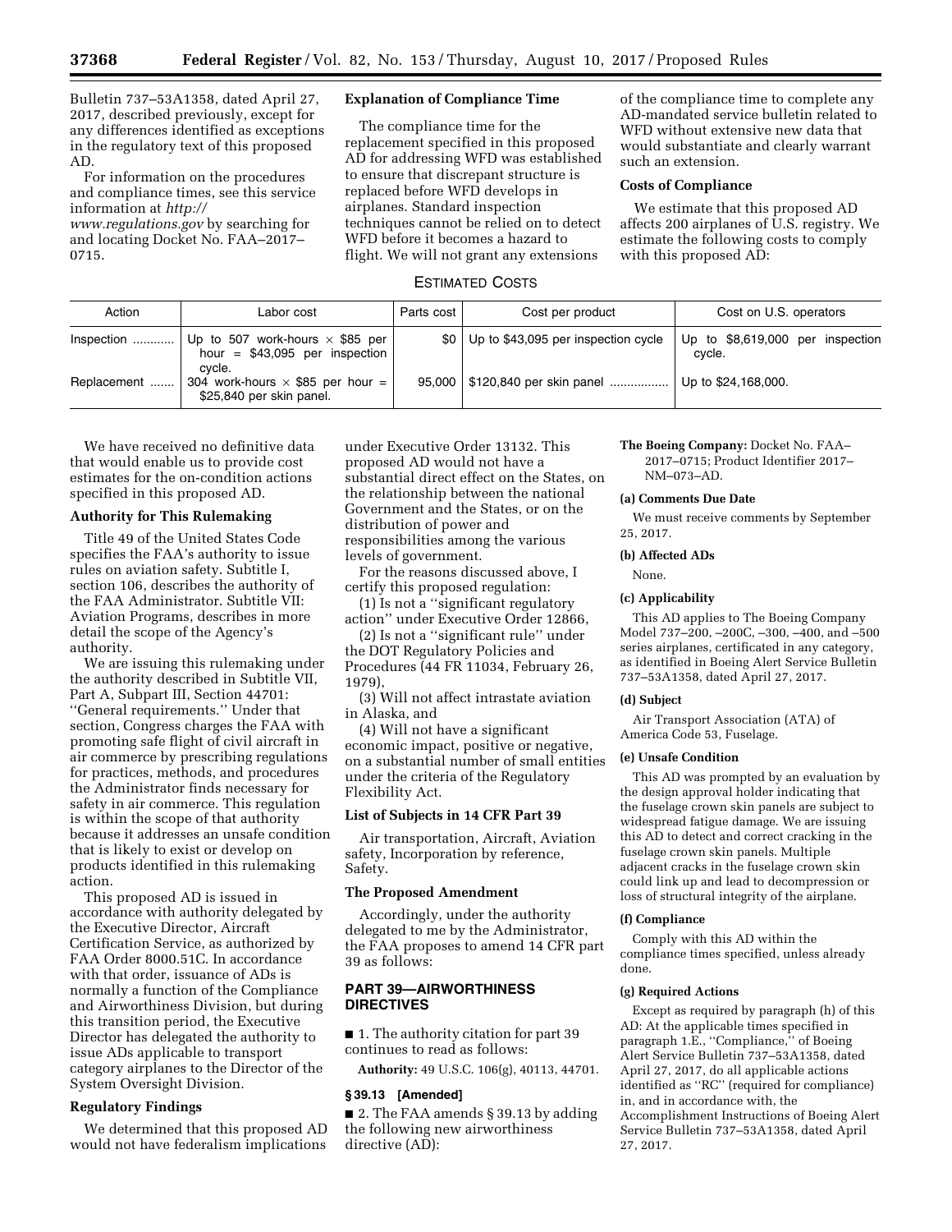Bulletin 737–53A1358, dated April 27, 2017, described previously, except for any differences identified as exceptions in the regulatory text of this proposed AD.

For information on the procedures and compliance times, see this service information at *http://www.regulations.gov* by searching for and locating Docket No. FAA–2017–0715.

**Explanation of Compliance Time**

The compliance time for the replacement specified in this proposed AD for addressing WFD was established to ensure that discrepant structure is replaced before WFD develops in airplanes. Standard inspection techniques cannot be relied on to detect WFD before it becomes a hazard to flight. We will not grant any extensions of the compliance time to complete any AD-mandated service bulletin related to WFD without extensive new data that would substantiate and clearly warrant such an extension.

**Costs of Compliance**

We estimate that this proposed AD affects 200 airplanes of U.S. registry. We estimate the following costs to comply with this proposed AD:

ESTIMATED COSTS

| Action | Labor cost | Parts cost | Cost per product | Cost on U.S. operators |
|---|---|---|---|---|
| Inspection | Up to 507 work-hours × $85 per hour = $43,095 per inspection cycle. | $0 | Up to $43,095 per inspection cycle | Up to $8,619,000 per inspection cycle. |
| Replacement | 304 work-hours × $85 per hour = $25,840 per skin panel. | 95,000 | $120,840 per skin panel | Up to $24,168,000. |

We have received no definitive data that would enable us to provide cost estimates for the on-condition actions specified in this proposed AD.

**Authority for This Rulemaking**

Title 49 of the United States Code specifies the FAA's authority to issue rules on aviation safety. Subtitle I, section 106, describes the authority of the FAA Administrator. Subtitle VII: Aviation Programs, describes in more detail the scope of the Agency's authority.

We are issuing this rulemaking under the authority described in Subtitle VII, Part A, Subpart III, Section 44701: "General requirements." Under that section, Congress charges the FAA with promoting safe flight of civil aircraft in air commerce by prescribing regulations for practices, methods, and procedures the Administrator finds necessary for safety in air commerce. This regulation is within the scope of that authority because it addresses an unsafe condition that is likely to exist or develop on products identified in this rulemaking action.

This proposed AD is issued in accordance with authority delegated by the Executive Director, Aircraft Certification Service, as authorized by FAA Order 8000.51C. In accordance with that order, issuance of ADs is normally a function of the Compliance and Airworthiness Division, but during this transition period, the Executive Director has delegated the authority to issue ADs applicable to transport category airplanes to the Director of the System Oversight Division.

**Regulatory Findings**

We determined that this proposed AD would not have federalism implications under Executive Order 13132. This proposed AD would not have a substantial direct effect on the States, on the relationship between the national Government and the States, or on the distribution of power and responsibilities among the various levels of government.

For the reasons discussed above, I certify this proposed regulation:

(1) Is not a "significant regulatory action" under Executive Order 12866,

(2) Is not a "significant rule" under the DOT Regulatory Policies and Procedures (44 FR 11034, February 26, 1979),

(3) Will not affect intrastate aviation in Alaska, and

(4) Will not have a significant economic impact, positive or negative, on a substantial number of small entities under the criteria of the Regulatory Flexibility Act.

**List of Subjects in 14 CFR Part 39**

Air transportation, Aircraft, Aviation safety, Incorporation by reference, Safety.

**The Proposed Amendment**

Accordingly, under the authority delegated to me by the Administrator, the FAA proposes to amend 14 CFR part 39 as follows:

## PART 39—AIRWORTHINESS DIRECTIVES

■ 1. The authority citation for part 39 continues to read as follows:

**Authority:** 49 U.S.C. 106(g), 40113, 44701.

### § 39.13 [Amended]

■ 2. The FAA amends § 39.13 by adding the following new airworthiness directive (AD):

**The Boeing Company:** Docket No. FAA–2017–0715; Product Identifier 2017–NM–073–AD.

**(a) Comments Due Date**

We must receive comments by September 25, 2017.

**(b) Affected ADs**

None.

**(c) Applicability**

This AD applies to The Boeing Company Model 737–200, –200C, –300, –400, and –500 series airplanes, certificated in any category, as identified in Boeing Alert Service Bulletin 737–53A1358, dated April 27, 2017.

**(d) Subject**

Air Transport Association (ATA) of America Code 53, Fuselage.

**(e) Unsafe Condition**

This AD was prompted by an evaluation by the design approval holder indicating that the fuselage crown skin panels are subject to widespread fatigue damage. We are issuing this AD to detect and correct cracking in the fuselage crown skin panels. Multiple adjacent cracks in the fuselage crown skin could link up and lead to decompression or loss of structural integrity of the airplane.

**(f) Compliance**

Comply with this AD within the compliance times specified, unless already done.

**(g) Required Actions**

Except as required by paragraph (h) of this AD: At the applicable times specified in paragraph 1.E., "Compliance," of Boeing Alert Service Bulletin 737–53A1358, dated April 27, 2017, do all applicable actions identified as "RC" (required for compliance) in, and in accordance with, the Accomplishment Instructions of Boeing Alert Service Bulletin 737–53A1358, dated April 27, 2017.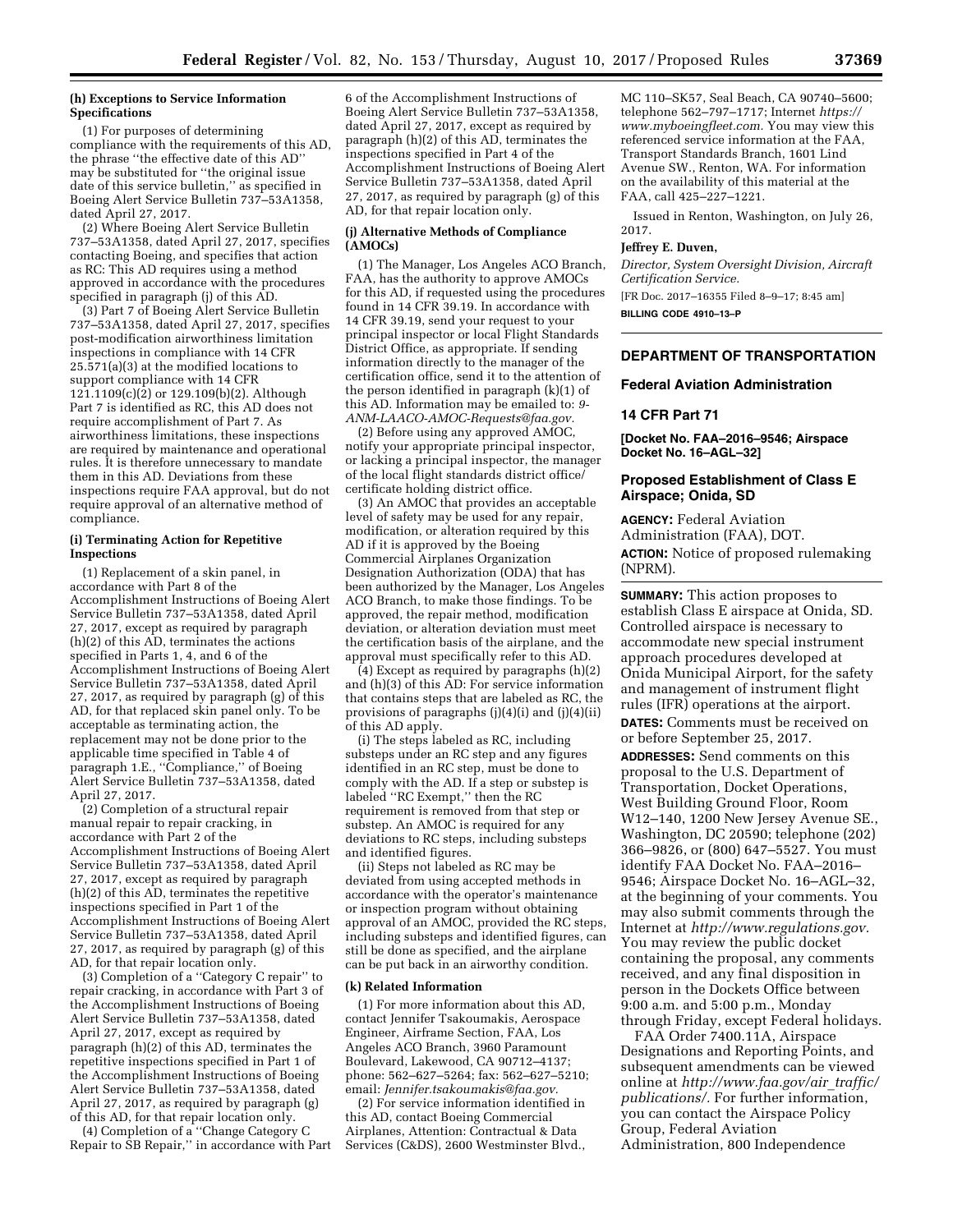**(h) Exceptions to Service Information Specifications**

(1) For purposes of determining compliance with the requirements of this AD, the phrase "the effective date of this AD" may be substituted for "the original issue date of this service bulletin," as specified in Boeing Alert Service Bulletin 737–53A1358, dated April 27, 2017.

(2) Where Boeing Alert Service Bulletin 737–53A1358, dated April 27, 2017, specifies contacting Boeing, and specifies that action as RC: This AD requires using a method approved in accordance with the procedures specified in paragraph (j) of this AD.

(3) Part 7 of Boeing Alert Service Bulletin 737–53A1358, dated April 27, 2017, specifies post-modification airworthiness limitation inspections in compliance with 14 CFR 25.571(a)(3) at the modified locations to support compliance with 14 CFR 121.1109(c)(2) or 129.109(b)(2). Although Part 7 is identified as RC, this AD does not require accomplishment of Part 7. As airworthiness limitations, these inspections are required by maintenance and operational rules. It is therefore unnecessary to mandate them in this AD. Deviations from these inspections require FAA approval, but do not require approval of an alternative method of compliance.

**(i) Terminating Action for Repetitive Inspections**

(1) Replacement of a skin panel, in accordance with Part 8 of the Accomplishment Instructions of Boeing Alert Service Bulletin 737–53A1358, dated April 27, 2017, except as required by paragraph (h)(2) of this AD, terminates the actions specified in Parts 1, 4, and 6 of the Accomplishment Instructions of Boeing Alert Service Bulletin 737–53A1358, dated April 27, 2017, as required by paragraph (g) of this AD, for that replaced skin panel only. To be acceptable as terminating action, the replacement may not be done prior to the applicable time specified in Table 4 of paragraph 1.E., "Compliance," of Boeing Alert Service Bulletin 737–53A1358, dated April 27, 2017.

(2) Completion of a structural repair manual repair to repair cracking, in accordance with Part 2 of the Accomplishment Instructions of Boeing Alert Service Bulletin 737–53A1358, dated April 27, 2017, except as required by paragraph (h)(2) of this AD, terminates the repetitive inspections specified in Part 1 of the Accomplishment Instructions of Boeing Alert Service Bulletin 737–53A1358, dated April 27, 2017, as required by paragraph (g) of this AD, for that repair location only.

(3) Completion of a "Category C repair" to repair cracking, in accordance with Part 3 of the Accomplishment Instructions of Boeing Alert Service Bulletin 737–53A1358, dated April 27, 2017, except as required by paragraph (h)(2) of this AD, terminates the repetitive inspections specified in Part 1 of the Accomplishment Instructions of Boeing Alert Service Bulletin 737–53A1358, dated April 27, 2017, as required by paragraph (g) of this AD, for that repair location only.

(4) Completion of a "Change Category C Repair to SB Repair," in accordance with Part 6 of the Accomplishment Instructions of Boeing Alert Service Bulletin 737–53A1358, dated April 27, 2017, except as required by paragraph (h)(2) of this AD, terminates the inspections specified in Part 4 of the Accomplishment Instructions of Boeing Alert Service Bulletin 737–53A1358, dated April 27, 2017, as required by paragraph (g) of this AD, for that repair location only.

**(j) Alternative Methods of Compliance (AMOCs)**

(1) The Manager, Los Angeles ACO Branch, FAA, has the authority to approve AMOCs for this AD, if requested using the procedures found in 14 CFR 39.19. In accordance with 14 CFR 39.19, send your request to your principal inspector or local Flight Standards District Office, as appropriate. If sending information directly to the manager of the certification office, send it to the attention of the person identified in paragraph (k)(1) of this AD. Information may be emailed to: *9-ANM-LAACO-AMOC-Requests@faa.gov.*

(2) Before using any approved AMOC, notify your appropriate principal inspector, or lacking a principal inspector, the manager of the local flight standards district office/certificate holding district office.

(3) An AMOC that provides an acceptable level of safety may be used for any repair, modification, or alteration required by this AD if it is approved by the Boeing Commercial Airplanes Organization Designation Authorization (ODA) that has been authorized by the Manager, Los Angeles ACO Branch, to make those findings. To be approved, the repair method, modification deviation, or alteration deviation must meet the certification basis of the airplane, and the approval must specifically refer to this AD.

(4) Except as required by paragraphs (h)(2) and (h)(3) of this AD: For service information that contains steps that are labeled as RC, the provisions of paragraphs (j)(4)(i) and (j)(4)(ii) of this AD apply.

(i) The steps labeled as RC, including substeps under an RC step and any figures identified in an RC step, must be done to comply with the AD. If a step or substep is labeled "RC Exempt," then the RC requirement is removed from that step or substep. An AMOC is required for any deviations to RC steps, including substeps and identified figures.

(ii) Steps not labeled as RC may be deviated from using accepted methods in accordance with the operator's maintenance or inspection program without obtaining approval of an AMOC, provided the RC steps, including substeps and identified figures, can still be done as specified, and the airplane can be put back in an airworthy condition.

**(k) Related Information**

(1) For more information about this AD, contact Jennifer Tsakoumakis, Aerospace Engineer, Airframe Section, FAA, Los Angeles ACO Branch, 3960 Paramount Boulevard, Lakewood, CA 90712–4137; phone: 562–627–5264; fax: 562–627–5210; email: *Jennifer.tsakoumakis@faa.gov.*

(2) For service information identified in this AD, contact Boeing Commercial Airplanes, Attention: Contractual & Data Services (C&DS), 2600 Westminster Blvd., MC 110–SK57, Seal Beach, CA 90740–5600; telephone 562–797–1717; Internet *https://www.myboeingfleet.com.* You may view this referenced service information at the FAA, Transport Standards Branch, 1601 Lind Avenue SW., Renton, WA. For information on the availability of this material at the FAA, call 425–227–1221.

Issued in Renton, Washington, on July 26, 2017.

**Jeffrey E. Duven,**

*Director, System Oversight Division, Aircraft Certification Service.*

[FR Doc. 2017–16355 Filed 8–9–17; 8:45 am]

**BILLING CODE 4910–13–P**

---

## DEPARTMENT OF TRANSPORTATION

### Federal Aviation Administration

### 14 CFR Part 71

**[Docket No. FAA–2016–9546; Airspace Docket No. 16–AGL–32]**

### Proposed Establishment of Class E Airspace; Onida, SD

**AGENCY:** Federal Aviation Administration (FAA), DOT.

**ACTION:** Notice of proposed rulemaking (NPRM).

**SUMMARY:** This action proposes to establish Class E airspace at Onida, SD. Controlled airspace is necessary to accommodate new special instrument approach procedures developed at Onida Municipal Airport, for the safety and management of instrument flight rules (IFR) operations at the airport.

**DATES:** Comments must be received on or before September 25, 2017.

**ADDRESSES:** Send comments on this proposal to the U.S. Department of Transportation, Docket Operations, West Building Ground Floor, Room W12–140, 1200 New Jersey Avenue SE., Washington, DC 20590; telephone (202) 366–9826, or (800) 647–5527. You must identify FAA Docket No. FAA–2016–9546; Airspace Docket No. 16–AGL–32, at the beginning of your comments. You may also submit comments through the Internet at *http://www.regulations.gov.* You may review the public docket containing the proposal, any comments received, and any final disposition in person in the Dockets Office between 9:00 a.m. and 5:00 p.m., Monday through Friday, except Federal holidays.

FAA Order 7400.11A, Airspace Designations and Reporting Points, and subsequent amendments can be viewed online at *http://www.faa.gov/air_traffic/publications/.* For further information, you can contact the Airspace Policy Group, Federal Aviation Administration, 800 Independence